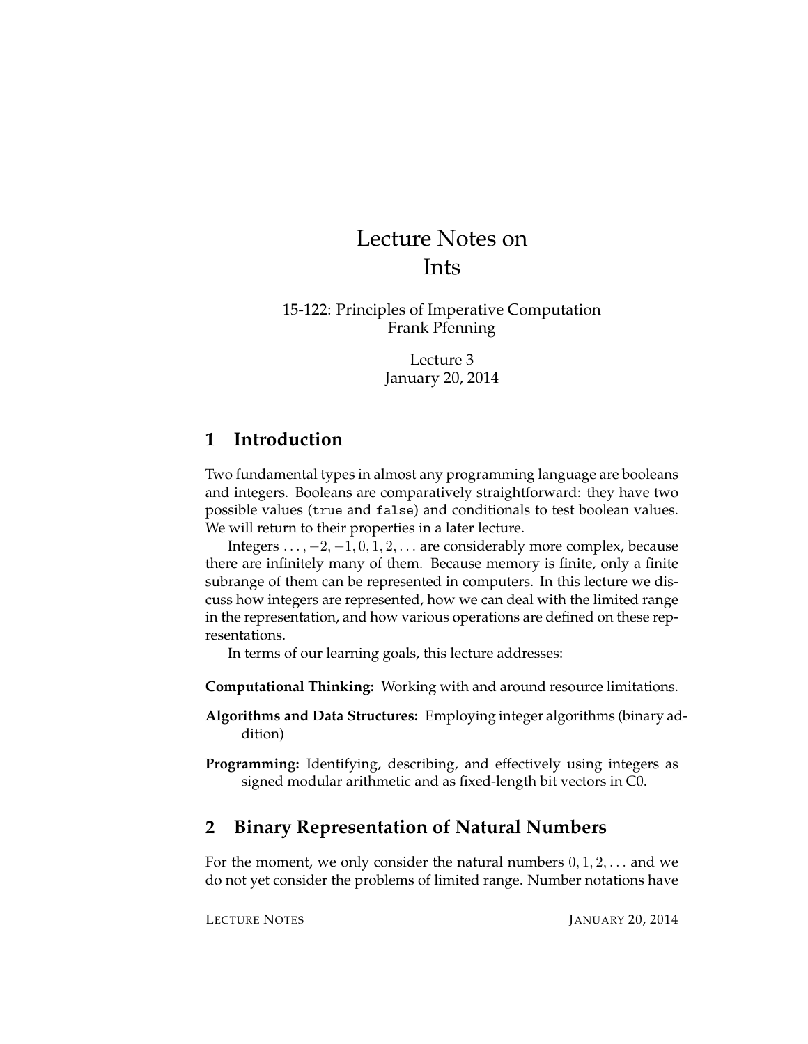# Lecture Notes on Ints

15-122: Principles of Imperative Computation
Frank Pfenning

Lecture 3
January 20, 2014

## 1 Introduction

Two fundamental types in almost any programming language are booleans and integers. Booleans are comparatively straightforward: they have two possible values (`true` and `false`) and conditionals to test boolean values. We will return to their properties in a later lecture.

Integers $\ldots, -2, -1, 0, 1, 2, \ldots$ are considerably more complex, because there are infinitely many of them. Because memory is finite, only a finite subrange of them can be represented in computers. In this lecture we discuss how integers are represented, how we can deal with the limited range in the representation, and how various operations are defined on these representations.

In terms of our learning goals, this lecture addresses:

**Computational Thinking:** Working with and around resource limitations.

**Algorithms and Data Structures:** Employing integer algorithms (binary addition)

**Programming:** Identifying, describing, and effectively using integers as signed modular arithmetic and as fixed-length bit vectors in C0.

## 2 Binary Representation of Natural Numbers

For the moment, we only consider the natural numbers $0, 1, 2, \ldots$ and we do not yet consider the problems of limited range. Number notations have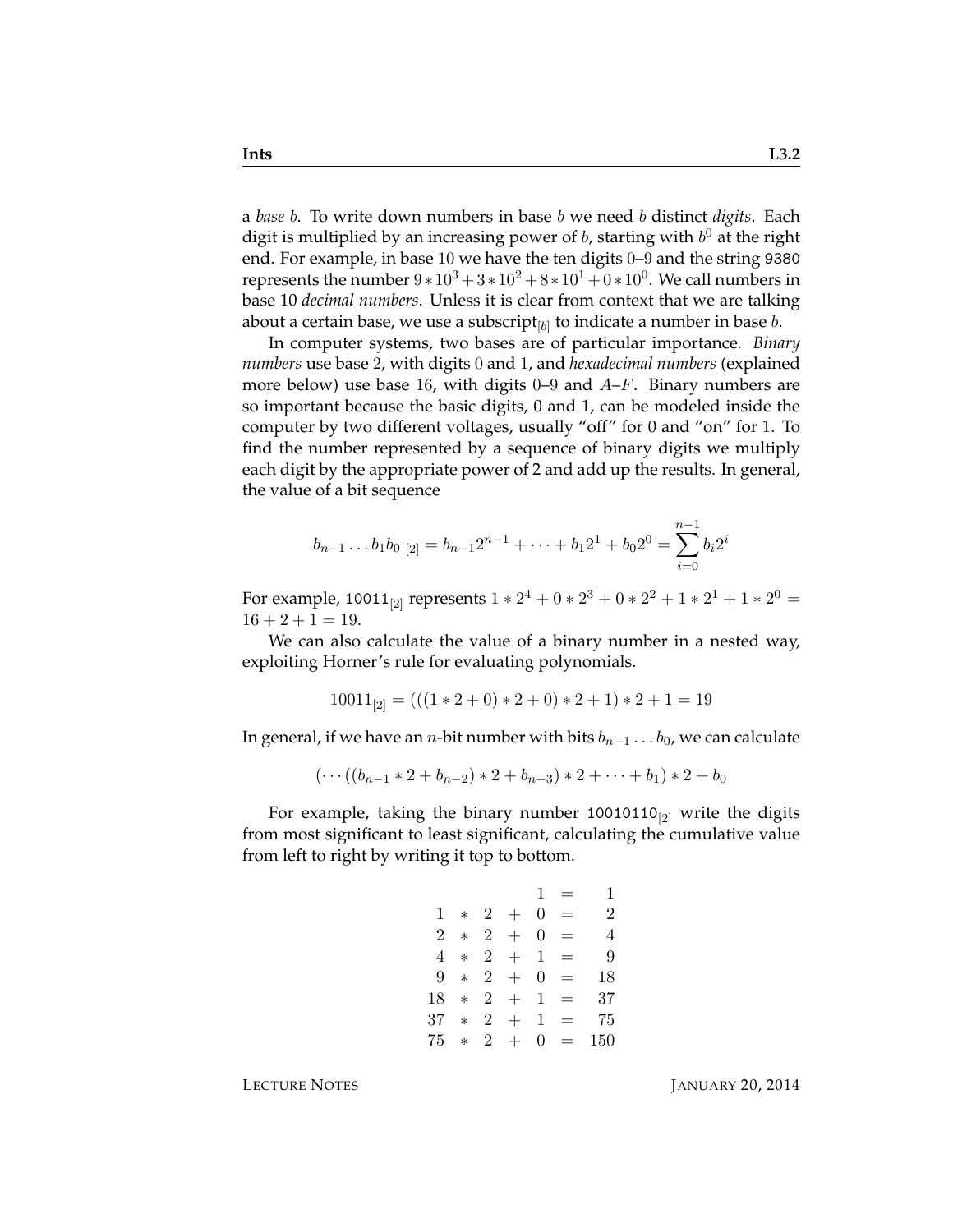a *base* $b$. To write down numbers in base $b$ we need $b$ distinct *digits*. Each digit is multiplied by an increasing power of $b$, starting with $b^0$ at the right end. For example, in base 10 we have the ten digits 0–9 and the string `9380` represents the number $9 * 10^3 + 3 * 10^2 + 8 * 10^1 + 0 * 10^0$. We call numbers in base 10 *decimal numbers*. Unless it is clear from context that we are talking about a certain base, we use a subscript$_{[b]}$ to indicate a number in base $b$.

In computer systems, two bases are of particular importance. *Binary numbers* use base 2, with digits 0 and 1, and *hexadecimal numbers* (explained more below) use base 16, with digits 0–9 and $A$–$F$. Binary numbers are so important because the basic digits, 0 and 1, can be modeled inside the computer by two different voltages, usually "off" for 0 and "on" for 1. To find the number represented by a sequence of binary digits we multiply each digit by the appropriate power of 2 and add up the results. In general, the value of a bit sequence

$$b_{n-1} \ldots b_1 b_0\ _{[2]} = b_{n-1} 2^{n-1} + \cdots + b_1 2^1 + b_0 2^0 = \sum_{i=0}^{n-1} b_i 2^i$$

For example, $\texttt{10011}_{[2]}$ represents $1 * 2^4 + 0 * 2^3 + 0 * 2^2 + 1 * 2^1 + 1 * 2^0 = 16 + 2 + 1 = 19$.

We can also calculate the value of a binary number in a nested way, exploiting Horner's rule for evaluating polynomials.

$$10011_{[2]} = (((1 * 2 + 0) * 2 + 0) * 2 + 1) * 2 + 1 = 19$$

In general, if we have an $n$-bit number with bits $b_{n-1} \ldots b_0$, we can calculate

$$(\cdots((b_{n-1} * 2 + b_{n-2}) * 2 + b_{n-3}) * 2 + \cdots + b_1) * 2 + b_0$$

For example, taking the binary number $\texttt{10010110}_{[2]}$ write the digits from most significant to least significant, calculating the cumulative value from left to right by writing it top to bottom.

$$\begin{array}{rcccccr}
 & & & & 1 & = & 1 \\
1 & * & 2 & + & 0 & = & 2 \\
2 & * & 2 & + & 0 & = & 4 \\
4 & * & 2 & + & 1 & = & 9 \\
9 & * & 2 & + & 0 & = & 18 \\
18 & * & 2 & + & 1 & = & 37 \\
37 & * & 2 & + & 1 & = & 75 \\
75 & * & 2 & + & 0 & = & 150
\end{array}$$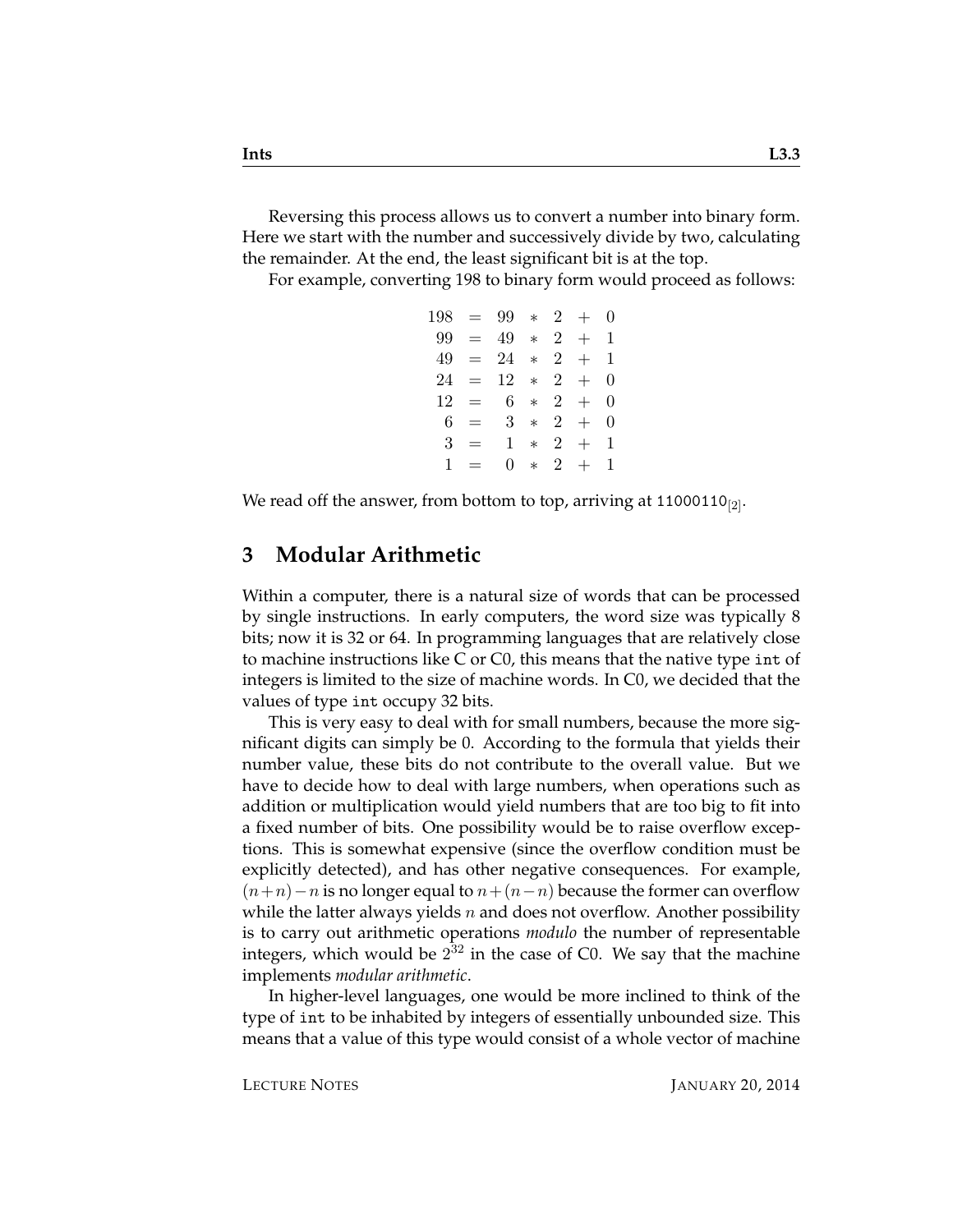Reversing this process allows us to convert a number into binary form. Here we start with the number and successively divide by two, calculating the remainder. At the end, the least significant bit is at the top.

For example, converting 198 to binary form would proceed as follows:

$$
\begin{array}{rcrcrcr}
198 & = & 99 & * & 2 & + & 0 \\
99 & = & 49 & * & 2 & + & 1 \\
49 & = & 24 & * & 2 & + & 1 \\
24 & = & 12 & * & 2 & + & 0 \\
12 & = & 6 & * & 2 & + & 0 \\
6 & = & 3 & * & 2 & + & 0 \\
3 & = & 1 & * & 2 & + & 1 \\
1 & = & 0 & * & 2 & + & 1
\end{array}
$$

We read off the answer, from bottom to top, arriving at $\texttt{11000110}_{[2]}$.

## 3 Modular Arithmetic

Within a computer, there is a natural size of words that can be processed by single instructions. In early computers, the word size was typically 8 bits; now it is 32 or 64. In programming languages that are relatively close to machine instructions like C or C0, this means that the native type `int` of integers is limited to the size of machine words. In C0, we decided that the values of type `int` occupy 32 bits.

This is very easy to deal with for small numbers, because the more significant digits can simply be 0. According to the formula that yields their number value, these bits do not contribute to the overall value. But we have to decide how to deal with large numbers, when operations such as addition or multiplication would yield numbers that are too big to fit into a fixed number of bits. One possibility would be to raise overflow exceptions. This is somewhat expensive (since the overflow condition must be explicitly detected), and has other negative consequences. For example, $(n+n)-n$ is no longer equal to $n+(n-n)$ because the former can overflow while the latter always yields $n$ and does not overflow. Another possibility is to carry out arithmetic operations *modulo* the number of representable integers, which would be $2^{32}$ in the case of C0. We say that the machine implements *modular arithmetic*.

In higher-level languages, one would be more inclined to think of the type of `int` to be inhabited by integers of essentially unbounded size. This means that a value of this type would consist of a whole vector of machine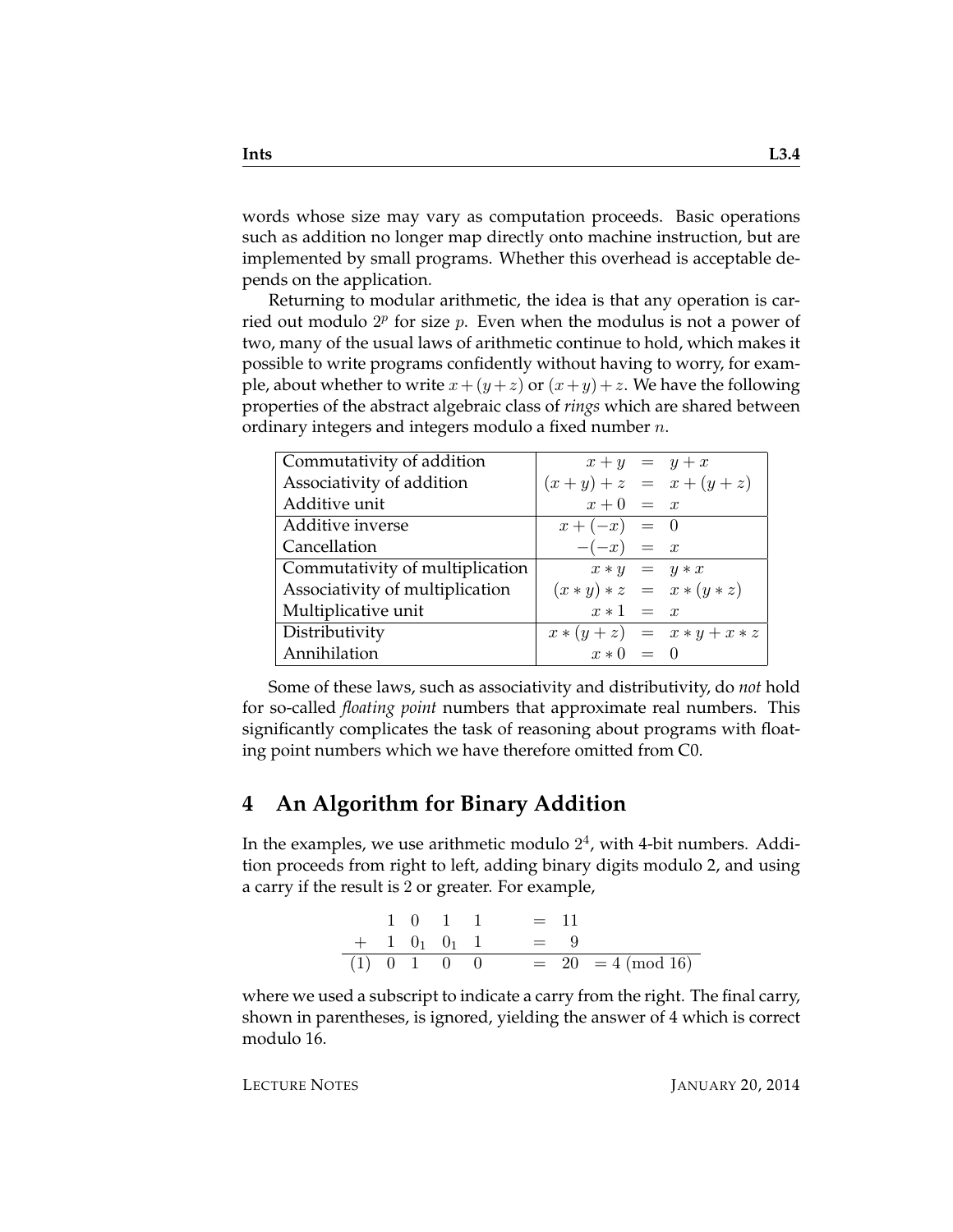words whose size may vary as computation proceeds. Basic operations such as addition no longer map directly onto machine instruction, but are implemented by small programs. Whether this overhead is acceptable depends on the application.

Returning to modular arithmetic, the idea is that any operation is carried out modulo $2^p$ for size $p$. Even when the modulus is not a power of two, many of the usual laws of arithmetic continue to hold, which makes it possible to write programs confidently without having to worry, for example, about whether to write $x + (y + z)$ or $(x + y) + z$. We have the following properties of the abstract algebraic class of *rings* which are shared between ordinary integers and integers modulo a fixed number $n$.

| Property | Law |
|---|---|
| Commutativity of addition | $x + y = y + x$ |
| Associativity of addition | $(x + y) + z = x + (y + z)$ |
| Additive unit | $x + 0 = x$ |
| Additive inverse | $x + (-x) = 0$ |
| Cancellation | $-(-x) = x$ |
| Commutativity of multiplication | $x * y = y * x$ |
| Associativity of multiplication | $(x * y) * z = x * (y * z)$ |
| Multiplicative unit | $x * 1 = x$ |
| Distributivity | $x * (y + z) = x * y + x * z$ |
| Annihilation | $x * 0 = 0$ |

Some of these laws, such as associativity and distributivity, do *not* hold for so-called *floating point* numbers that approximate real numbers. This significantly complicates the task of reasoning about programs with floating point numbers which we have therefore omitted from C0.

## 4 An Algorithm for Binary Addition

In the examples, we use arithmetic modulo $2^4$, with 4-bit numbers. Addition proceeds from right to left, adding binary digits modulo 2, and using a carry if the result is 2 or greater. For example,

$$
\begin{array}{rcccccl}
 & 1 & 0 & 1 & 1 & = & 11 \\
+ & 1 & 0_1 & 0_1 & 1 & = & 9 \\
\hline
(1) & 0 & 1 & 0 & 0 & = & 20 \;= 4 \ (\text{mod } 16)
\end{array}
$$

where we used a subscript to indicate a carry from the right. The final carry, shown in parentheses, is ignored, yielding the answer of 4 which is correct modulo 16.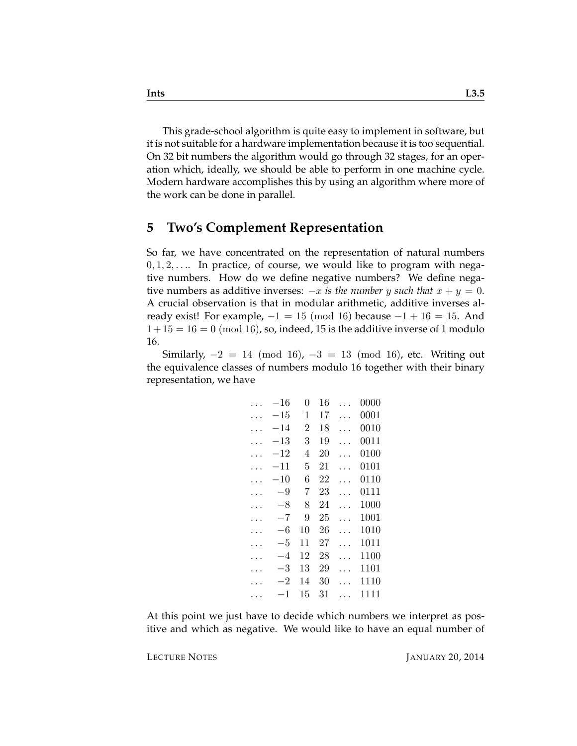This grade-school algorithm is quite easy to implement in software, but it is not suitable for a hardware implementation because it is too sequential. On 32 bit numbers the algorithm would go through 32 stages, for an operation which, ideally, we should be able to perform in one machine cycle. Modern hardware accomplishes this by using an algorithm where more of the work can be done in parallel.

## 5 Two's Complement Representation

So far, we have concentrated on the representation of natural numbers $0, 1, 2, \ldots$. In practice, of course, we would like to program with negative numbers. How do we define negative numbers? We define negative numbers as additive inverses: *$-x$ is the number $y$ such that $x + y = 0$*. A crucial observation is that in modular arithmetic, additive inverses already exist! For example, $-1 = 15 \pmod{16}$ because $-1 + 16 = 15$. And $1 + 15 = 16 = 0 \pmod{16}$, so, indeed, 15 is the additive inverse of 1 modulo 16.

Similarly, $-2 = 14 \pmod{16}$, $-3 = 13 \pmod{16}$, etc. Writing out the equivalence classes of numbers modulo 16 together with their binary representation, we have

| | | | | | |
|---|---|---|---|---|---|
| ... | $-16$ | 0 | 16 | ... | 0000 |
| ... | $-15$ | 1 | 17 | ... | 0001 |
| ... | $-14$ | 2 | 18 | ... | 0010 |
| ... | $-13$ | 3 | 19 | ... | 0011 |
| ... | $-12$ | 4 | 20 | ... | 0100 |
| ... | $-11$ | 5 | 21 | ... | 0101 |
| ... | $-10$ | 6 | 22 | ... | 0110 |
| ... | $-9$ | 7 | 23 | ... | 0111 |
| ... | $-8$ | 8 | 24 | ... | 1000 |
| ... | $-7$ | 9 | 25 | ... | 1001 |
| ... | $-6$ | 10 | 26 | ... | 1010 |
| ... | $-5$ | 11 | 27 | ... | 1011 |
| ... | $-4$ | 12 | 28 | ... | 1100 |
| ... | $-3$ | 13 | 29 | ... | 1101 |
| ... | $-2$ | 14 | 30 | ... | 1110 |
| ... | $-1$ | 15 | 31 | ... | 1111 |

At this point we just have to decide which numbers we interpret as positive and which as negative. We would like to have an equal number of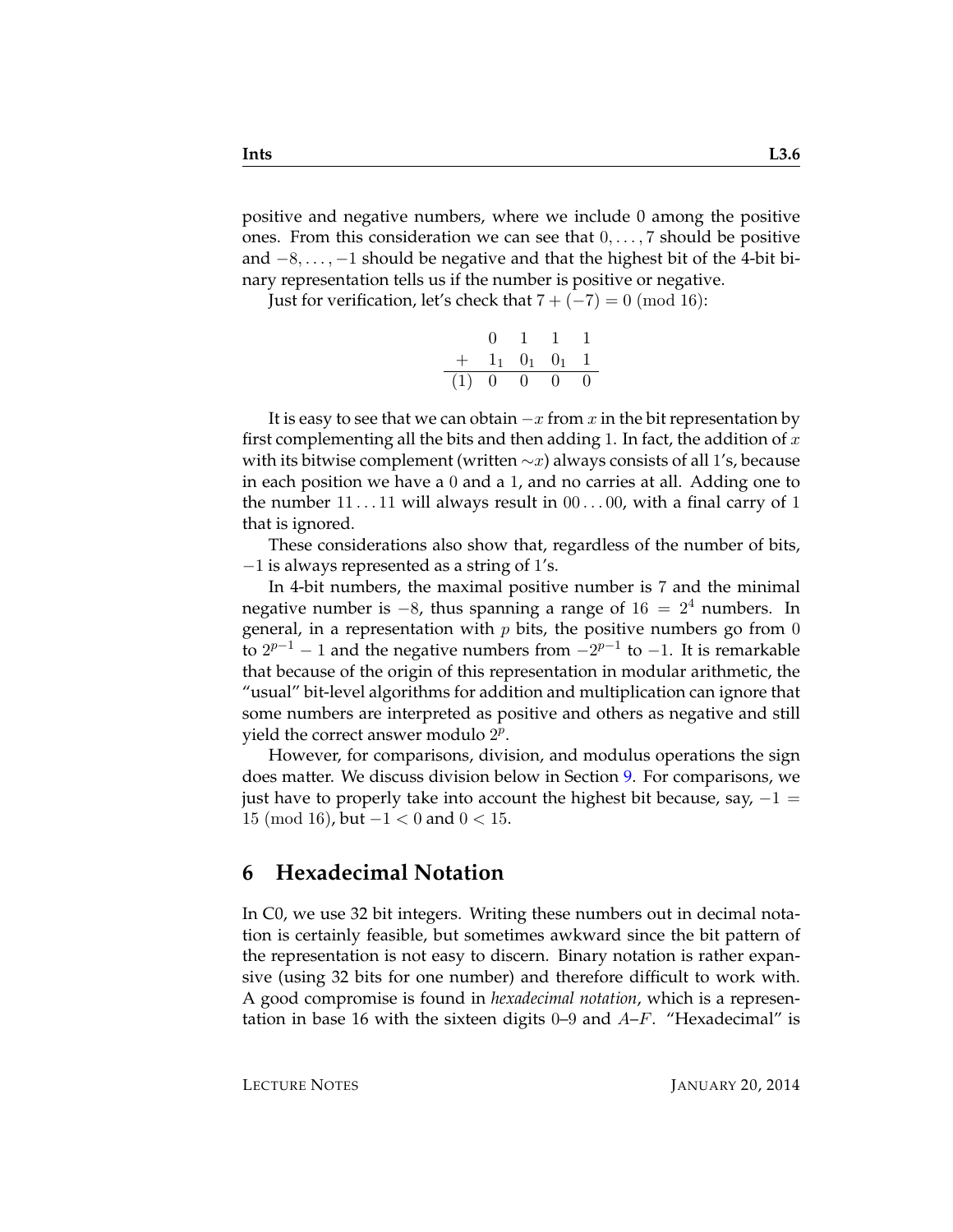positive and negative numbers, where we include 0 among the positive ones. From this consideration we can see that $0, \ldots, 7$ should be positive and $-8, \ldots, -1$ should be negative and that the highest bit of the 4-bit binary representation tells us if the number is positive or negative.

Just for verification, let's check that $7 + (-7) = 0 \pmod{16}$:

$$\begin{array}{ccccc} & 0 & 1 & 1 & 1 \\ + & 1_1 & 0_1 & 0_1 & 1 \\ \hline (1) & 0 & 0 & 0 & 0 \end{array}$$

It is easy to see that we can obtain $-x$ from $x$ in the bit representation by first complementing all the bits and then adding 1. In fact, the addition of $x$ with its bitwise complement (written $\sim x$) always consists of all 1's, because in each position we have a 0 and a 1, and no carries at all. Adding one to the number $11 \ldots 11$ will always result in $00 \ldots 00$, with a final carry of 1 that is ignored.

These considerations also show that, regardless of the number of bits, $-1$ is always represented as a string of 1's.

In 4-bit numbers, the maximal positive number is 7 and the minimal negative number is $-8$, thus spanning a range of $16 = 2^4$ numbers. In general, in a representation with $p$ bits, the positive numbers go from 0 to $2^{p-1} - 1$ and the negative numbers from $-2^{p-1}$ to $-1$. It is remarkable that because of the origin of this representation in modular arithmetic, the "usual" bit-level algorithms for addition and multiplication can ignore that some numbers are interpreted as positive and others as negative and still yield the correct answer modulo $2^p$.

However, for comparisons, division, and modulus operations the sign does matter. We discuss division below in Section 9. For comparisons, we just have to properly take into account the highest bit because, say, $-1 = 15 \pmod{16}$, but $-1 < 0$ and $0 < 15$.

## 6 Hexadecimal Notation

In C0, we use 32 bit integers. Writing these numbers out in decimal notation is certainly feasible, but sometimes awkward since the bit pattern of the representation is not easy to discern. Binary notation is rather expansive (using 32 bits for one number) and therefore difficult to work with. A good compromise is found in *hexadecimal notation*, which is a representation in base 16 with the sixteen digits 0–9 and $A$–$F$. "Hexadecimal" is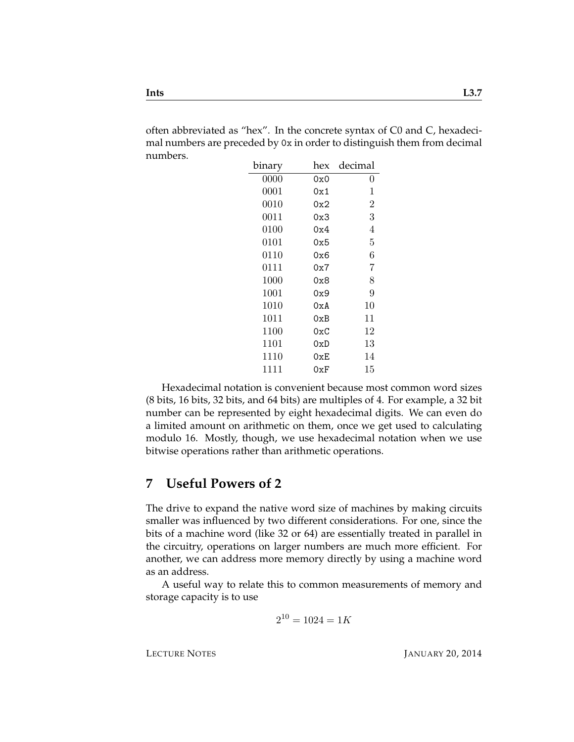often abbreviated as "hex". In the concrete syntax of C0 and C, hexadecimal numbers are preceded by `0x` in order to distinguish them from decimal numbers.

| binary | hex | decimal |
|---|---|---|
| 0000 | `0x0` | 0 |
| 0001 | `0x1` | 1 |
| 0010 | `0x2` | 2 |
| 0011 | `0x3` | 3 |
| 0100 | `0x4` | 4 |
| 0101 | `0x5` | 5 |
| 0110 | `0x6` | 6 |
| 0111 | `0x7` | 7 |
| 1000 | `0x8` | 8 |
| 1001 | `0x9` | 9 |
| 1010 | `0xA` | 10 |
| 1011 | `0xB` | 11 |
| 1100 | `0xC` | 12 |
| 1101 | `0xD` | 13 |
| 1110 | `0xE` | 14 |
| 1111 | `0xF` | 15 |

Hexadecimal notation is convenient because most common word sizes (8 bits, 16 bits, 32 bits, and 64 bits) are multiples of 4. For example, a 32 bit number can be represented by eight hexadecimal digits. We can even do a limited amount on arithmetic on them, once we get used to calculating modulo 16. Mostly, though, we use hexadecimal notation when we use bitwise operations rather than arithmetic operations.

## 7 Useful Powers of 2

The drive to expand the native word size of machines by making circuits smaller was influenced by two different considerations. For one, since the bits of a machine word (like 32 or 64) are essentially treated in parallel in the circuitry, operations on larger numbers are much more efficient. For another, we can address more memory directly by using a machine word as an address.

A useful way to relate this to common measurements of memory and storage capacity is to use

$$2^{10} = 1024 = 1K$$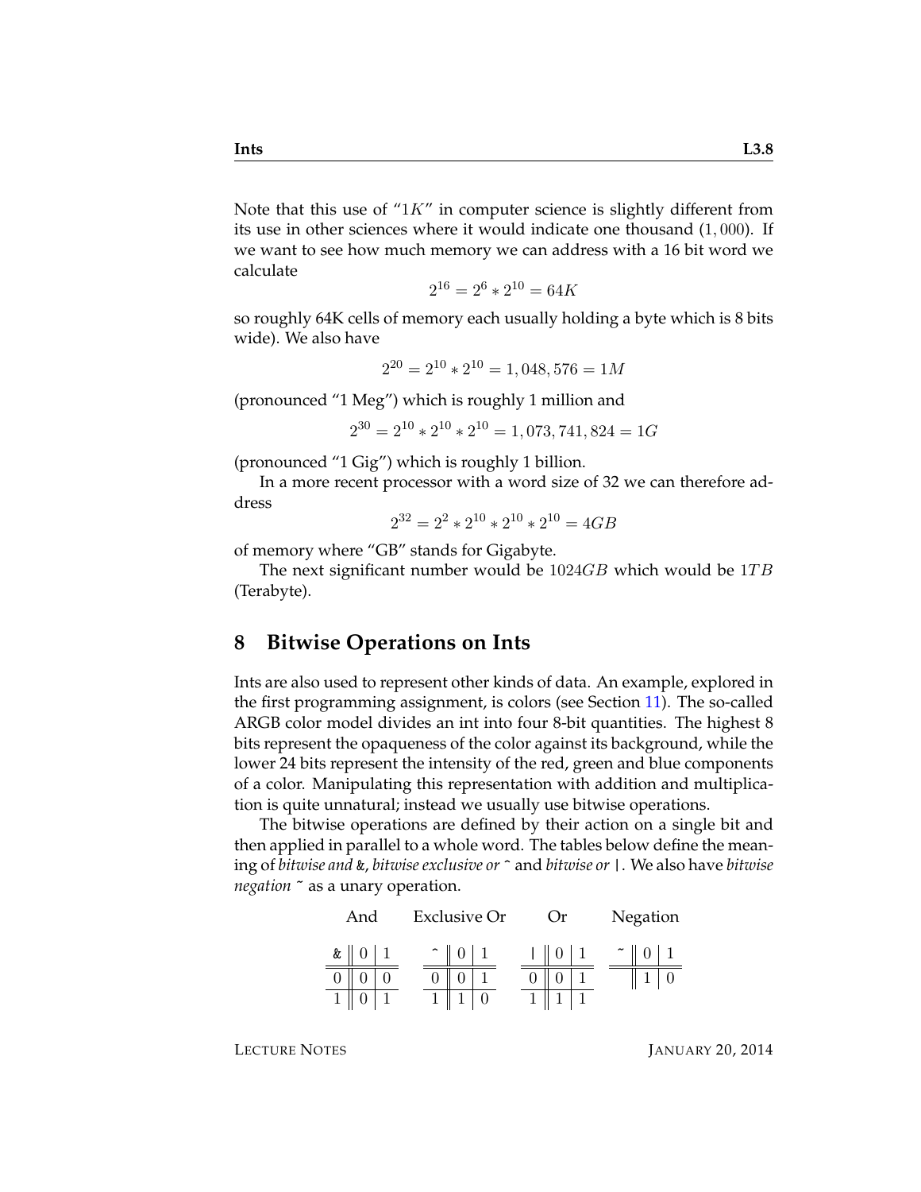Note that this use of "$1K$" in computer science is slightly different from its use in other sciences where it would indicate one thousand $(1,000)$. If we want to see how much memory we can address with a 16 bit word we calculate

$$2^{16} = 2^6 * 2^{10} = 64K$$

so roughly 64K cells of memory each usually holding a byte which is 8 bits wide). We also have

$$2^{20} = 2^{10} * 2^{10} = 1,048,576 = 1M$$

(pronounced "1 Meg") which is roughly 1 million and

$$2^{30} = 2^{10} * 2^{10} * 2^{10} = 1,073,741,824 = 1G$$

(pronounced "1 Gig") which is roughly 1 billion.

In a more recent processor with a word size of 32 we can therefore address

$$2^{32} = 2^2 * 2^{10} * 2^{10} * 2^{10} = 4GB$$

of memory where "GB" stands for Gigabyte.

The next significant number would be $1024GB$ which would be $1TB$ (Terabyte).

## 8 Bitwise Operations on Ints

Ints are also used to represent other kinds of data. An example, explored in the first programming assignment, is colors (see Section 11). The so-called ARGB color model divides an int into four 8-bit quantities. The highest 8 bits represent the opaqueness of the color against its background, while the lower 24 bits represent the intensity of the red, green and blue components of a color. Manipulating this representation with addition and multiplication is quite unnatural; instead we usually use bitwise operations.

The bitwise operations are defined by their action on a single bit and then applied in parallel to a whole word. The tables below define the meaning of *bitwise and* `&`, *bitwise exclusive or* `^` and *bitwise or* `|`. We also have *bitwise negation* `~` as a unary operation.

And

| & | 0 | 1 |
|---|---|---|
| 0 | 0 | 0 |
| 1 | 0 | 1 |

Exclusive Or

| ^ | 0 | 1 |
|---|---|---|
| 0 | 0 | 1 |
| 1 | 1 | 0 |

Or

| \| | 0 | 1 |
|---|---|---|
| 0 | 0 | 1 |
| 1 | 1 | 1 |

Negation

| ~ | 0 | 1 |
|---|---|---|
| | 1 | 0 |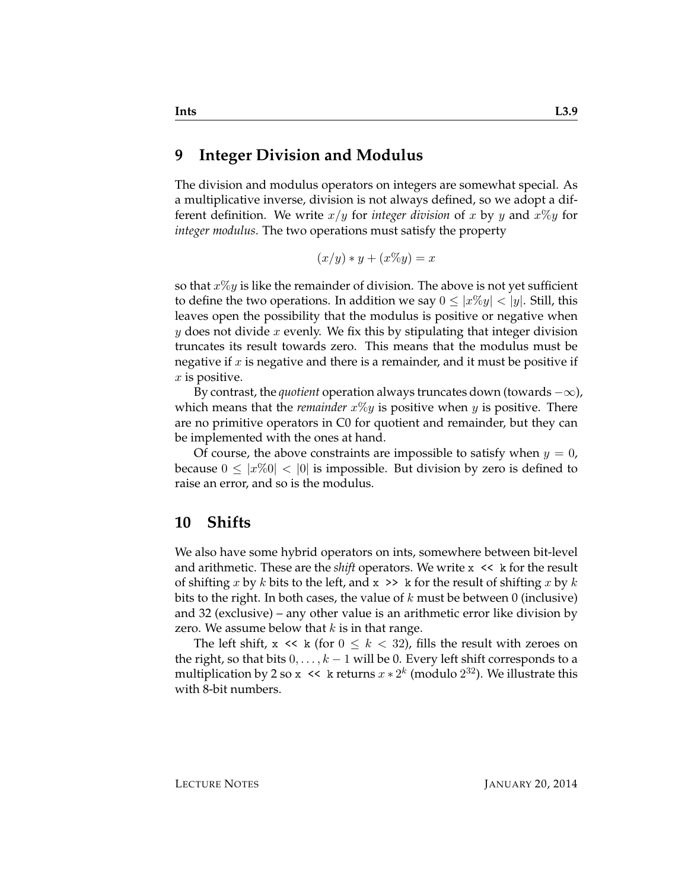## 9 Integer Division and Modulus

The division and modulus operators on integers are somewhat special. As a multiplicative inverse, division is not always defined, so we adopt a different definition. We write $x/y$ for *integer division* of $x$ by $y$ and $x\%y$ for *integer modulus*. The two operations must satisfy the property

$$(x/y) * y + (x\%y) = x$$

so that $x\%y$ is like the remainder of division. The above is not yet sufficient to define the two operations. In addition we say $0 \leq |x\%y| < |y|$. Still, this leaves open the possibility that the modulus is positive or negative when $y$ does not divide $x$ evenly. We fix this by stipulating that integer division truncates its result towards zero. This means that the modulus must be negative if $x$ is negative and there is a remainder, and it must be positive if $x$ is positive.

By contrast, the *quotient* operation always truncates down (towards $-\infty$), which means that the *remainder* $x\%y$ is positive when $y$ is positive. There are no primitive operators in C0 for quotient and remainder, but they can be implemented with the ones at hand.

Of course, the above constraints are impossible to satisfy when $y = 0$, because $0 \leq |x\%0| < |0|$ is impossible. But division by zero is defined to raise an error, and so is the modulus.

## 10 Shifts

We also have some hybrid operators on ints, somewhere between bit-level and arithmetic. These are the *shift* operators. We write `x << k` for the result of shifting $x$ by $k$ bits to the left, and `x >> k` for the result of shifting $x$ by $k$ bits to the right. In both cases, the value of $k$ must be between 0 (inclusive) and 32 (exclusive) – any other value is an arithmetic error like division by zero. We assume below that $k$ is in that range.

The left shift, `x << k` (for $0 \leq k < 32$), fills the result with zeroes on the right, so that bits $0, \ldots, k-1$ will be 0. Every left shift corresponds to a multiplication by 2 so `x << k` returns $x * 2^k$ (modulo $2^{32}$). We illustrate this with 8-bit numbers.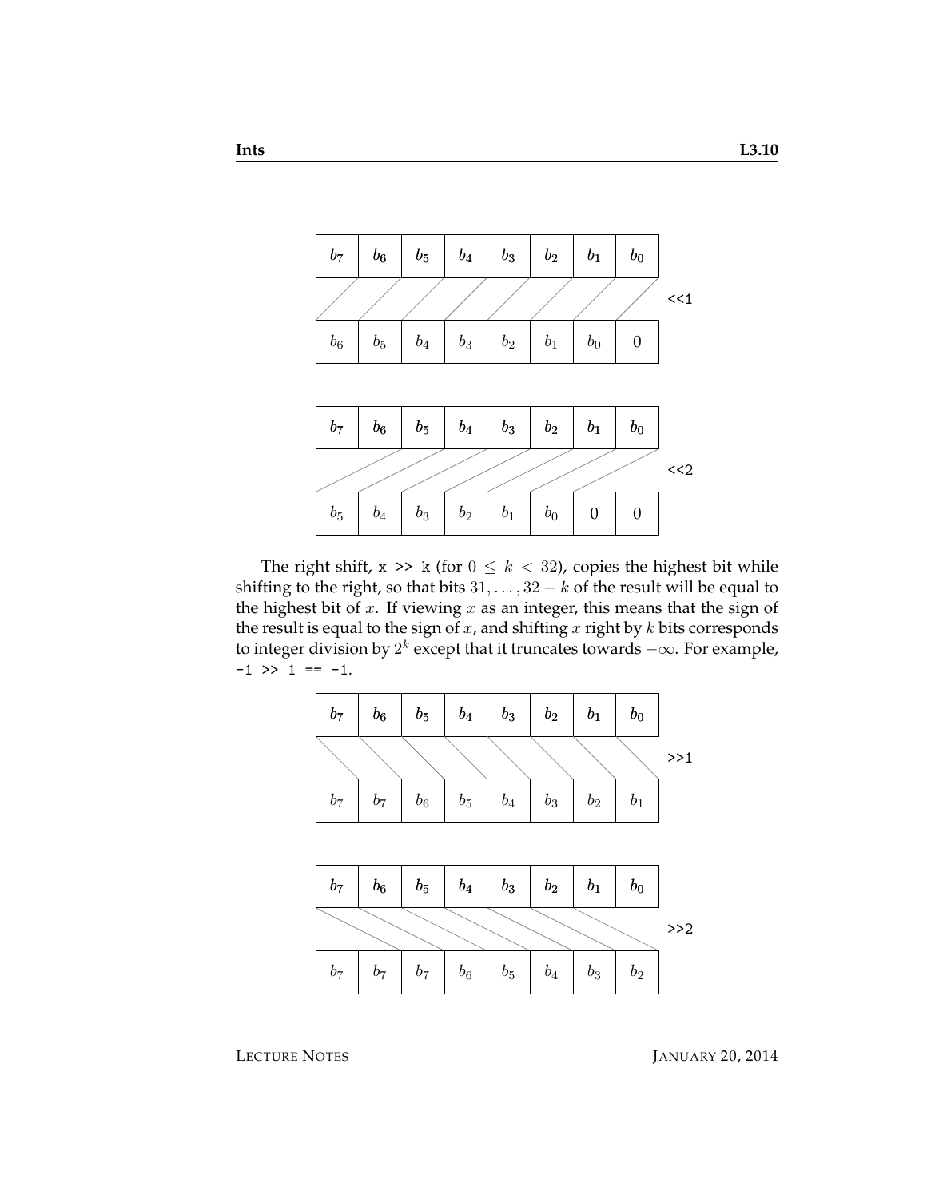| $b_7$ | $b_6$ | $b_5$ | $b_4$ | $b_3$ | $b_2$ | $b_1$ | $b_0$ | |
|---|---|---|---|---|---|---|---|---|
| | | | | | | | | <<1 |
| $b_6$ | $b_5$ | $b_4$ | $b_3$ | $b_2$ | $b_1$ | $b_0$ | 0 | |

| $b_7$ | $b_6$ | $b_5$ | $b_4$ | $b_3$ | $b_2$ | $b_1$ | $b_0$ | |
|---|---|---|---|---|---|---|---|---|
| | | | | | | | | <<2 |
| $b_5$ | $b_4$ | $b_3$ | $b_2$ | $b_1$ | $b_0$ | 0 | 0 | |

The right shift, `x >> k` (for $0 \leq k < 32$), copies the highest bit while shifting to the right, so that bits $31, \ldots, 32-k$ of the result will be equal to the highest bit of $x$. If viewing $x$ as an integer, this means that the sign of the result is equal to the sign of $x$, and shifting $x$ right by $k$ bits corresponds to integer division by $2^k$ except that it truncates towards $-\infty$. For example, `-1 >> 1 == -1`.

| $b_7$ | $b_6$ | $b_5$ | $b_4$ | $b_3$ | $b_2$ | $b_1$ | $b_0$ | |
|---|---|---|---|---|---|---|---|---|
| | | | | | | | | >>1 |
| $b_7$ | $b_7$ | $b_6$ | $b_5$ | $b_4$ | $b_3$ | $b_2$ | $b_1$ | |

| $b_7$ | $b_6$ | $b_5$ | $b_4$ | $b_3$ | $b_2$ | $b_1$ | $b_0$ | |
|---|---|---|---|---|---|---|---|---|
| | | | | | | | | >>2 |
| $b_7$ | $b_7$ | $b_7$ | $b_6$ | $b_5$ | $b_4$ | $b_3$ | $b_2$ | |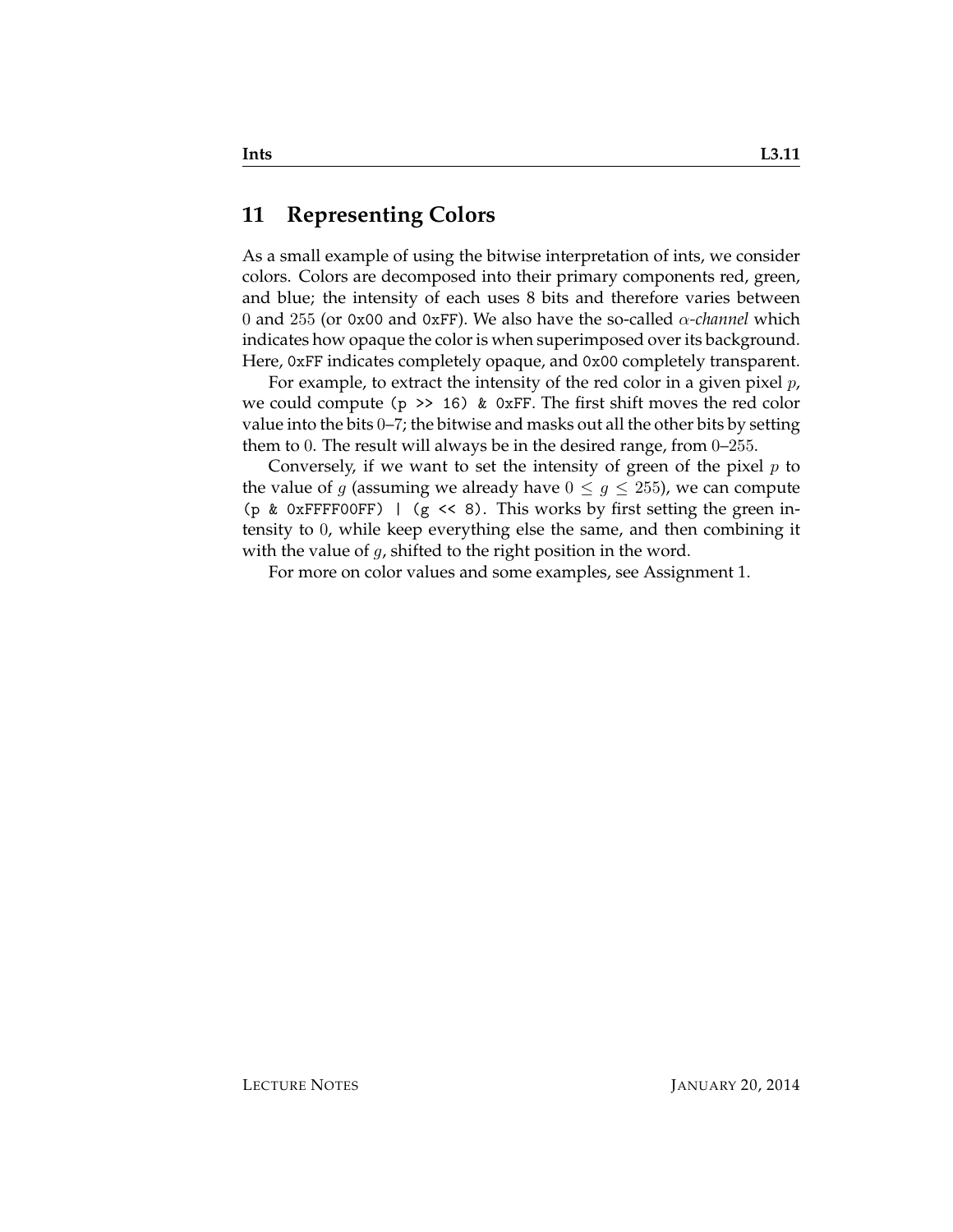## 11 Representing Colors

As a small example of using the bitwise interpretation of ints, we consider colors. Colors are decomposed into their primary components red, green, and blue; the intensity of each uses 8 bits and therefore varies between $0$ and $255$ (or `0x00` and `0xFF`). We also have the so-called *$\alpha$-channel* which indicates how opaque the color is when superimposed over its background. Here, `0xFF` indicates completely opaque, and `0x00` completely transparent.

For example, to extract the intensity of the red color in a given pixel $p$, we could compute `(p >> 16) & 0xFF`. The first shift moves the red color value into the bits $0$–$7$; the bitwise and masks out all the other bits by setting them to $0$. The result will always be in the desired range, from $0$–$255$.

Conversely, if we want to set the intensity of green of the pixel $p$ to the value of $g$ (assuming we already have $0 \leq g \leq 255$), we can compute `(p & 0xFFFF00FF) | (g << 8)`. This works by first setting the green intensity to $0$, while keep everything else the same, and then combining it with the value of $g$, shifted to the right position in the word.

For more on color values and some examples, see Assignment 1.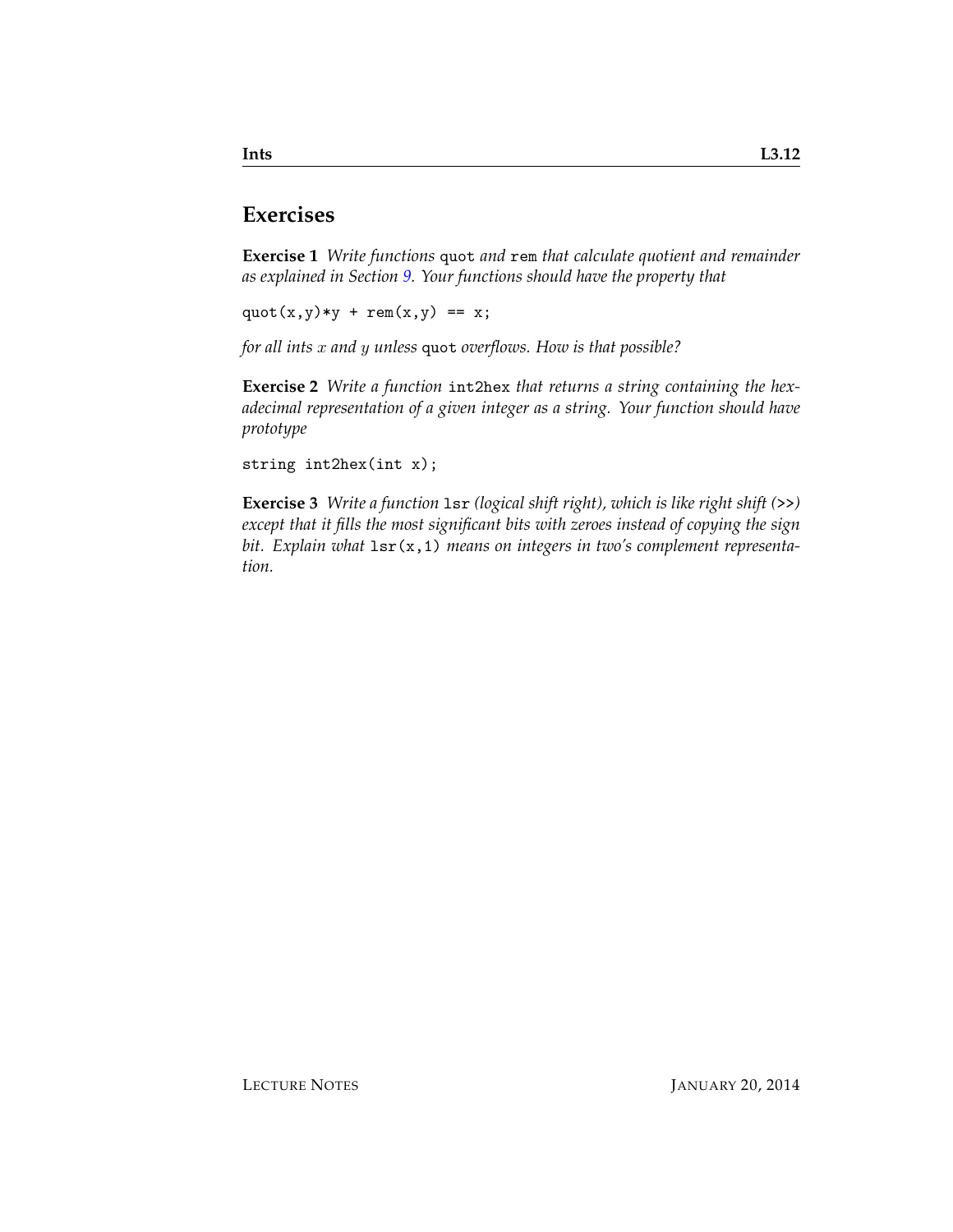## Exercises

**Exercise 1** *Write functions* `quot` *and* `rem` *that calculate quotient and remainder as explained in Section 9. Your functions should have the property that*

```
quot(x,y)*y + rem(x,y) == x;
```

*for all ints $x$ and $y$ unless* `quot` *overflows. How is that possible?*

**Exercise 2** *Write a function* `int2hex` *that returns a string containing the hexadecimal representation of a given integer as a string. Your function should have prototype*

```
string int2hex(int x);
```

**Exercise 3** *Write a function* `lsr` *(logical shift right), which is like right shift (*`>>`*) except that it fills the most significant bits with zeroes instead of copying the sign bit. Explain what* `lsr(x,1)` *means on integers in two's complement representation.*